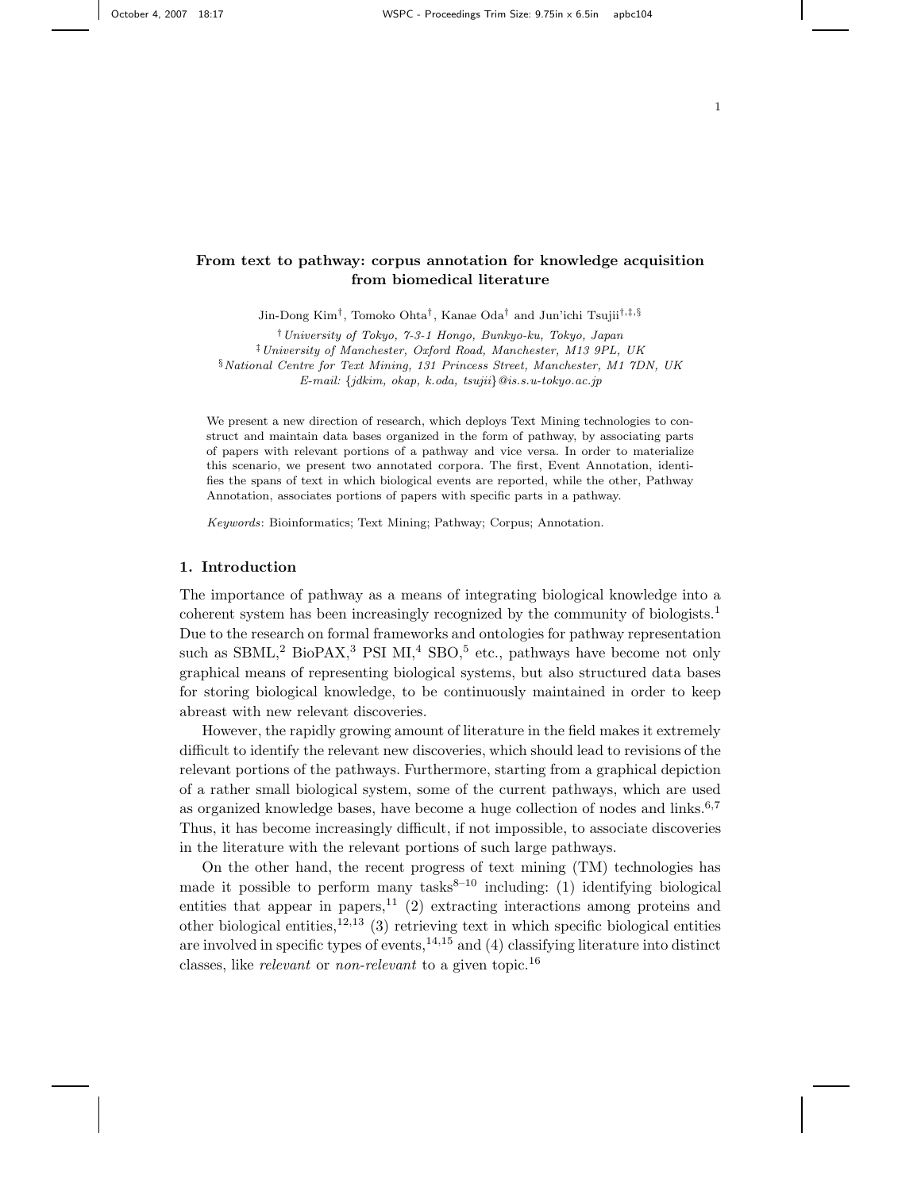# From text to pathway: corpus annotation for knowledge acquisition from biomedical literature

Jin-Dong Kim[†], Tomoko Ohta[†], Kanae Oda[†] and Jun'ichi Tsujii[†,‡,§]

[†] *University of Tokyo, 7-3-1 Hongo, Bunkyo-ku, Tokyo, Japan*
[‡] *University of Manchester, Oxford Road, Manchester, M13 9PL, UK*
[§] *National Centre for Text Mining, 131 Princess Street, Manchester, M1 7DN, UK*
*E-mail: {jdkim, okap, k.oda, tsujii}@is.s.u-tokyo.ac.jp*

We present a new direction of research, which deploys Text Mining technologies to construct and maintain data bases organized in the form of pathway, by associating parts of papers with relevant portions of a pathway and vice versa. In order to materialize this scenario, we present two annotated corpora. The first, Event Annotation, identifies the spans of text in which biological events are reported, while the other, Pathway Annotation, associates portions of papers with specific parts in a pathway.

*Keywords*: Bioinformatics; Text Mining; Pathway; Corpus; Annotation.

## 1. Introduction

The importance of pathway as a means of integrating biological knowledge into a coherent system has been increasingly recognized by the community of biologists.[1] Due to the research on formal frameworks and ontologies for pathway representation such as SBML,[2] BioPAX,[3] PSI MI,[4] SBO,[5] etc., pathways have become not only graphical means of representing biological systems, but also structured data bases for storing biological knowledge, to be continuously maintained in order to keep abreast with new relevant discoveries.

However, the rapidly growing amount of literature in the field makes it extremely difficult to identify the relevant new discoveries, which should lead to revisions of the relevant portions of the pathways. Furthermore, starting from a graphical depiction of a rather small biological system, some of the current pathways, which are used as organized knowledge bases, have become a huge collection of nodes and links.[6,7] Thus, it has become increasingly difficult, if not impossible, to associate discoveries in the literature with the relevant portions of such large pathways.

On the other hand, the recent progress of text mining (TM) technologies has made it possible to perform many tasks[8–10] including: (1) identifying biological entities that appear in papers,[11] (2) extracting interactions among proteins and other biological entities,[12,13] (3) retrieving text in which specific biological entities are involved in specific types of events,[14,15] and (4) classifying literature into distinct classes, like *relevant* or *non-relevant* to a given topic.[16]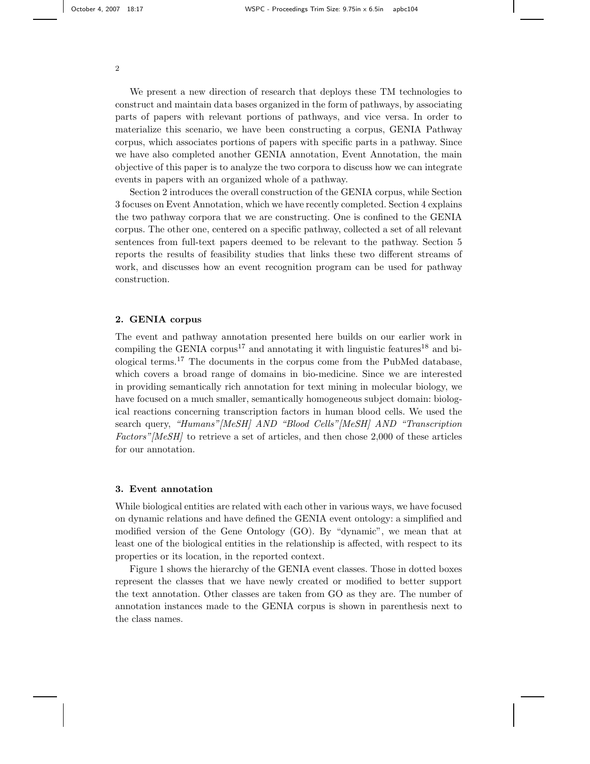We present a new direction of research that deploys these TM technologies to construct and maintain data bases organized in the form of pathways, by associating parts of papers with relevant portions of pathways, and vice versa. In order to materialize this scenario, we have been constructing a corpus, GENIA Pathway corpus, which associates portions of papers with specific parts in a pathway. Since we have also completed another GENIA annotation, Event Annotation, the main objective of this paper is to analyze the two corpora to discuss how we can integrate events in papers with an organized whole of a pathway.

Section 2 introduces the overall construction of the GENIA corpus, while Section 3 focuses on Event Annotation, which we have recently completed. Section 4 explains the two pathway corpora that we are constructing. One is confined to the GENIA corpus. The other one, centered on a specific pathway, collected a set of all relevant sentences from full-text papers deemed to be relevant to the pathway. Section 5 reports the results of feasibility studies that links these two different streams of work, and discusses how an event recognition program can be used for pathway construction.

## 2. GENIA corpus

The event and pathway annotation presented here builds on our earlier work in compiling the GENIA corpus[17] and annotating it with linguistic features[18] and biological terms.[17] The documents in the corpus come from the PubMed database, which covers a broad range of domains in bio-medicine. Since we are interested in providing semantically rich annotation for text mining in molecular biology, we have focused on a much smaller, semantically homogeneous subject domain: biological reactions concerning transcription factors in human blood cells. We used the search query, *"Humans"[MeSH] AND "Blood Cells"[MeSH] AND "Transcription Factors"[MeSH]* to retrieve a set of articles, and then chose 2,000 of these articles for our annotation.

## 3. Event annotation

While biological entities are related with each other in various ways, we have focused on dynamic relations and have defined the GENIA event ontology: a simplified and modified version of the Gene Ontology (GO). By "dynamic", we mean that at least one of the biological entities in the relationship is affected, with respect to its properties or its location, in the reported context.

Figure 1 shows the hierarchy of the GENIA event classes. Those in dotted boxes represent the classes that we have newly created or modified to better support the text annotation. Other classes are taken from GO as they are. The number of annotation instances made to the GENIA corpus is shown in parenthesis next to the class names.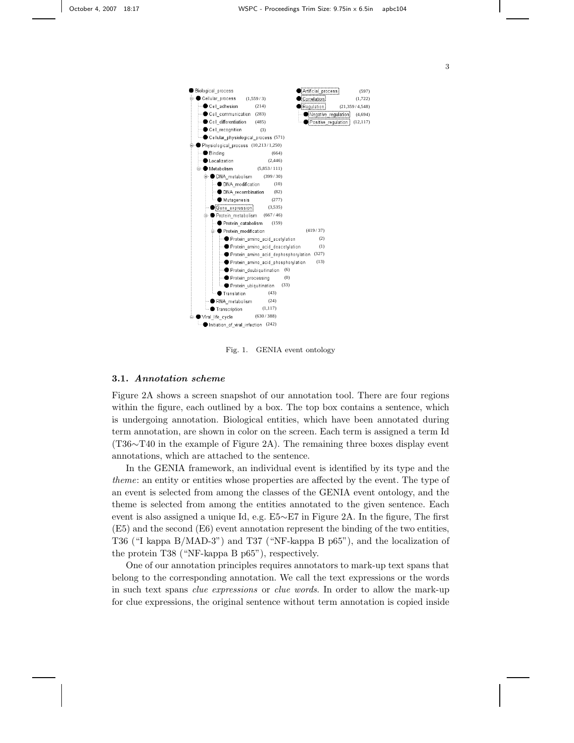```
Biological_process
├─ Cellular_process (1,559 / 3)
│  ├─ Cell_adhesion (214)
│  ├─ Cell_communication (283)
│  ├─ Cell_differentiation (485)
│  ├─ Cell_recognition (3)
│  └─ Cellular_physiological_process (571)
├─ Physiological_process (10,213 / 1,250)
│  ├─ Binding (664)
│  ├─ Localization (2,446)
│  └─ Metabolism (5,853 / 111)
│     ├─ DNA_metabolism (399 / 30)
│     │  ├─ DNA_modification (10)
│     │  ├─ DNA_recombination (82)
│     │  └─ Mutagenesis (277)
│     ├─ Gene_expression (3,535)
│     ├─ Protein_metabolism (667 / 46)
│     │  ├─ Protein_catabolism (159)
│     │  ├─ Protein_modification (419 / 37)
│     │  │  ├─ Protein_amino_acid_acetylation (2)
│     │  │  ├─ Protein_amino_acid_deacetylation (1)
│     │  │  ├─ Protein_amino_acid_dephosphorylation (327)
│     │  │  ├─ Protein_amino_acid_phosphorylation (13)
│     │  │  ├─ Protein_deubiquitination (6)
│     │  │  ├─ Protein_processing (0)
│     │  │  └─ Protein_ubiquitination (33)
│     │  └─ Translation (43)
│     ├─ RNA_metabolism (24)
│     └─ Transcription (1,117)
└─ Viral_life_cycle (630 / 388)
   └─ Initiation_of_viral_infection (242)

Artificial_process (597)
Correlation (1,722)
Regulation (21,359 / 4,548)
├─ Negative_regulation (4,694)
└─ Positive_regulation (12,117)
```

Fig. 1. GENIA event ontology

### 3.1. *Annotation scheme*

Figure 2A shows a screen snapshot of our annotation tool. There are four regions within the figure, each outlined by a box. The top box contains a sentence, which is undergoing annotation. Biological entities, which have been annotated during term annotation, are shown in color on the screen. Each term is assigned a term Id (T36∼T40 in the example of Figure 2A). The remaining three boxes display event annotations, which are attached to the sentence.

In the GENIA framework, an individual event is identified by its type and the *theme*: an entity or entities whose properties are affected by the event. The type of an event is selected from among the classes of the GENIA event ontology, and the theme is selected from among the entities annotated to the given sentence. Each event is also assigned a unique Id, e.g. E5∼E7 in Figure 2A. In the figure, The first (E5) and the second (E6) event annotation represent the binding of the two entities, T36 ("I kappa B/MAD-3") and T37 ("NF-kappa B p65"), and the localization of the protein T38 ("NF-kappa B p65"), respectively.

One of our annotation principles requires annotators to mark-up text spans that belong to the corresponding annotation. We call the text expressions or the words in such text spans *clue expressions* or *clue words*. In order to allow the mark-up for clue expressions, the original sentence without term annotation is copied inside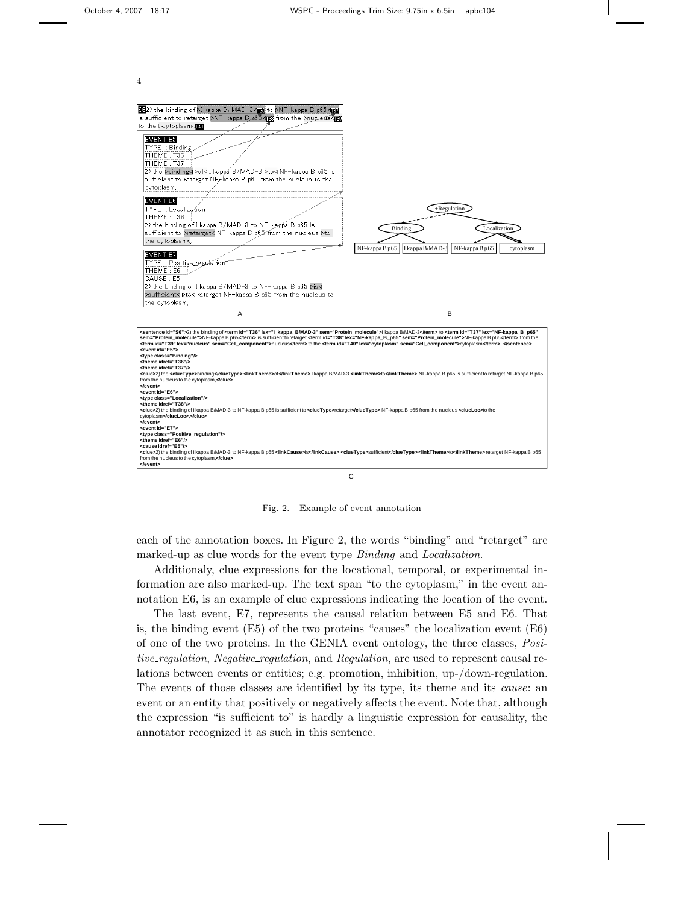Fig. 2. Example of event annotation

each of the annotation boxes. In Figure 2, the words "binding" and "retarget" are marked-up as clue words for the event type *Binding* and *Localization*.

Additionaly, clue expressions for the locational, temporal, or experimental information are also marked-up. The text span "to the cytoplasm," in the event annotation E6, is an example of clue expressions indicating the location of the event.

The last event, E7, represents the causal relation between E5 and E6. That is, the binding event (E5) of the two proteins "causes" the localization event (E6) of one of the two proteins. In the GENIA event ontology, the three classes, *Positive_regulation*, *Negative_regulation*, and *Regulation*, are used to represent causal relations between events or entities; e.g. promotion, inhibition, up-/down-regulation. The events of those classes are identified by its type, its theme and its *cause*: an event or an entity that positively or negatively affects the event. Note that, although the expression "is sufficient to" is hardly a linguistic expression for causality, the annotator recognized it as such in this sentence.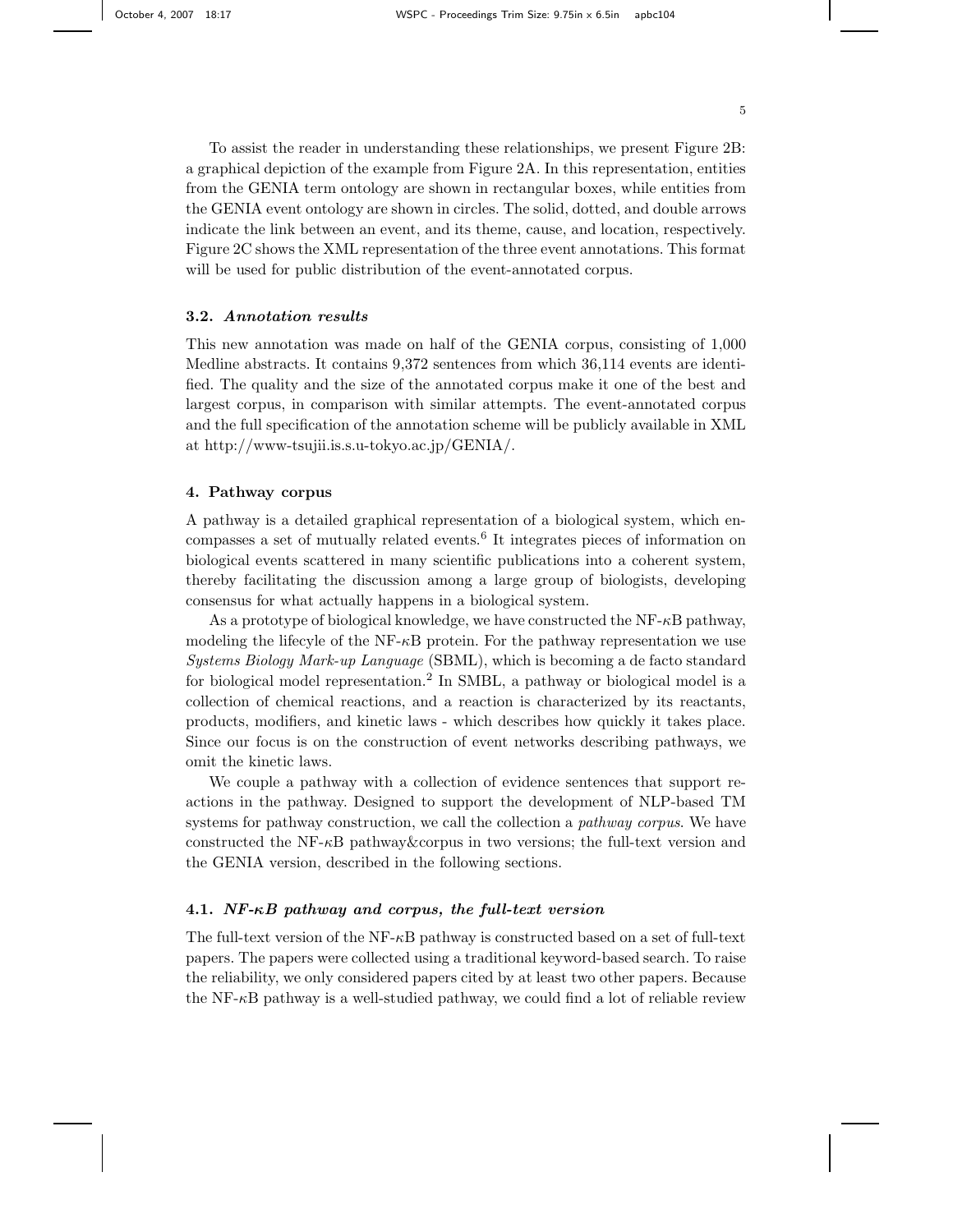To assist the reader in understanding these relationships, we present Figure 2B: a graphical depiction of the example from Figure 2A. In this representation, entities from the GENIA term ontology are shown in rectangular boxes, while entities from the GENIA event ontology are shown in circles. The solid, dotted, and double arrows indicate the link between an event, and its theme, cause, and location, respectively. Figure 2C shows the XML representation of the three event annotations. This format will be used for public distribution of the event-annotated corpus.

### 3.2. *Annotation results*

This new annotation was made on half of the GENIA corpus, consisting of 1,000 Medline abstracts. It contains 9,372 sentences from which 36,114 events are identified. The quality and the size of the annotated corpus make it one of the best and largest corpus, in comparison with similar attempts. The event-annotated corpus and the full specification of the annotation scheme will be publicly available in XML at http://www-tsujii.is.s.u-tokyo.ac.jp/GENIA/.

## 4. Pathway corpus

A pathway is a detailed graphical representation of a biological system, which encompasses a set of mutually related events.[6] It integrates pieces of information on biological events scattered in many scientific publications into a coherent system, thereby facilitating the discussion among a large group of biologists, developing consensus for what actually happens in a biological system.

As a prototype of biological knowledge, we have constructed the NF-$\kappa$B pathway, modeling the lifecyle of the NF-$\kappa$B protein. For the pathway representation we use *Systems Biology Mark-up Language* (SBML), which is becoming a de facto standard for biological model representation.[2] In SMBL, a pathway or biological model is a collection of chemical reactions, and a reaction is characterized by its reactants, products, modifiers, and kinetic laws - which describes how quickly it takes place. Since our focus is on the construction of event networks describing pathways, we omit the kinetic laws.

We couple a pathway with a collection of evidence sentences that support reactions in the pathway. Designed to support the development of NLP-based TM systems for pathway construction, we call the collection a *pathway corpus*. We have constructed the NF-$\kappa$B pathway&corpus in two versions; the full-text version and the GENIA version, described in the following sections.

### 4.1. *NF-$\kappa$B pathway and corpus, the full-text version*

The full-text version of the NF-$\kappa$B pathway is constructed based on a set of full-text papers. The papers were collected using a traditional keyword-based search. To raise the reliability, we only considered papers cited by at least two other papers. Because the NF-$\kappa$B pathway is a well-studied pathway, we could find a lot of reliable review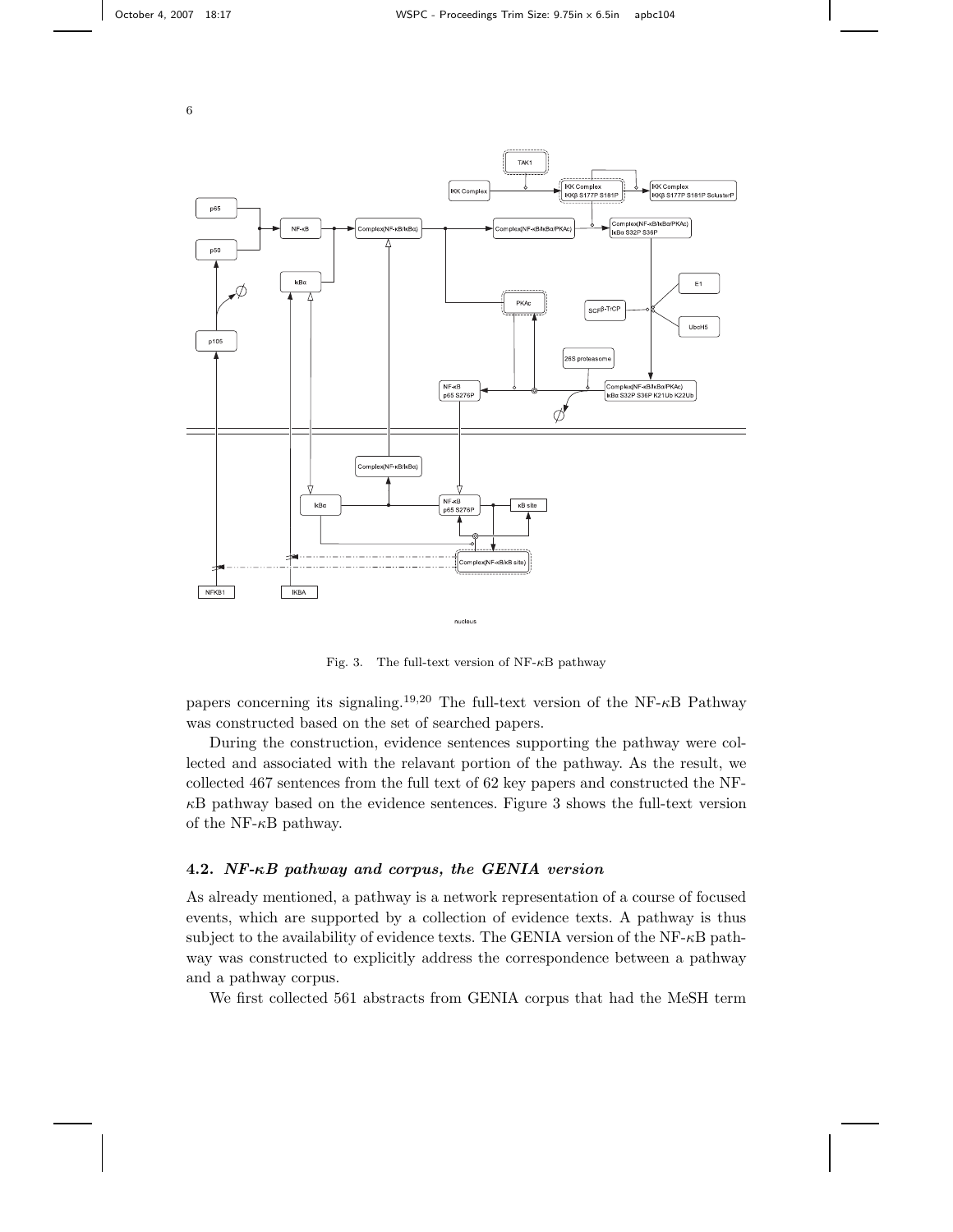Fig. 3. The full-text version of NF-κB pathway

papers concerning its signaling.[19,20] The full-text version of the NF-κB Pathway was constructed based on the set of searched papers.

During the construction, evidence sentences supporting the pathway were collected and associated with the relavant portion of the pathway. As the result, we collected 467 sentences from the full text of 62 key papers and constructed the NF-κB pathway based on the evidence sentences. Figure 3 shows the full-text version of the NF-κB pathway.

### 4.2. *NF-κB pathway and corpus, the GENIA version*

As already mentioned, a pathway is a network representation of a course of focused events, which are supported by a collection of evidence texts. A pathway is thus subject to the availability of evidence texts. The GENIA version of the NF-κB pathway was constructed to explicitly address the correspondence between a pathway and a pathway corpus.

We first collected 561 abstracts from GENIA corpus that had the MeSH term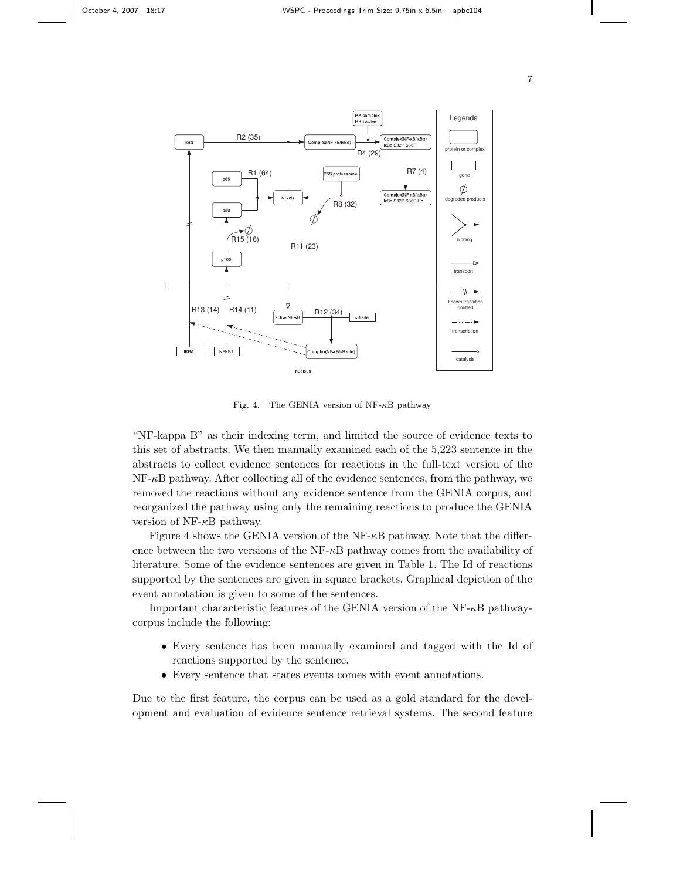Fig. 4. The GENIA version of NF-$\kappa$B pathway

"NF-kappa B" as their indexing term, and limited the source of evidence texts to this set of abstracts. We then manually examined each of the 5,223 sentence in the abstracts to collect evidence sentences for reactions in the full-text version of the NF-$\kappa$B pathway. After collecting all of the evidence sentences, from the pathway, we removed the reactions without any evidence sentence from the GENIA corpus, and reorganized the pathway using only the remaining reactions to produce the GENIA version of NF-$\kappa$B pathway.

Figure 4 shows the GENIA version of the NF-$\kappa$B pathway. Note that the difference between the two versions of the NF-$\kappa$B pathway comes from the availability of literature. Some of the evidence sentences are given in Table 1. The Id of reactions supported by the sentences are given in square brackets. Graphical depiction of the event annotation is given to some of the sentences.

Important characteristic features of the GENIA version of the NF-$\kappa$B pathway-corpus include the following:

- Every sentence has been manually examined and tagged with the Id of reactions supported by the sentence.
- Every sentence that states events comes with event annotations.

Due to the first feature, the corpus can be used as a gold standard for the development and evaluation of evidence sentence retrieval systems. The second feature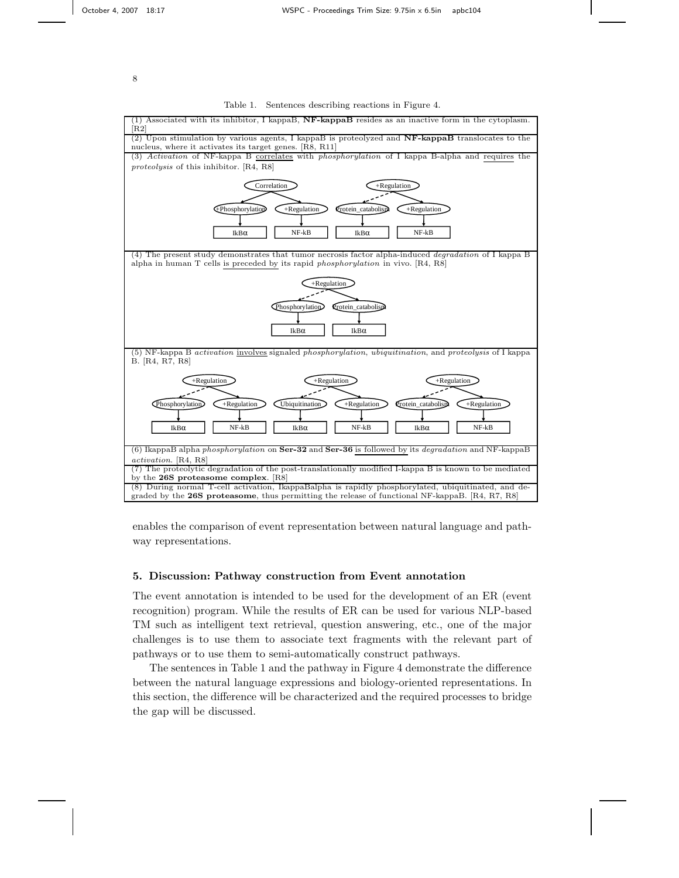Table 1. Sentences describing reactions in Figure 4.

| |
|---|
| (1) Associated with its inhibitor, I kappaB, **NF-kappaB** resides as an inactive form in the cytoplasm. [R2] |
| (2) Upon stimulation by various agents, I kappaB is proteolyzed and **NF-kappaB** translocates to the nucleus, where it activates its target genes. [R8, R11] |
| (3) *Activation* of NF-kappa B correlates with *phosphorylation* of I kappa B-alpha and requires the *proteolysis* of this inhibitor. [R4, R8] |
| (4) The present study demonstrates that tumor necrosis factor alpha-induced *degradation* of I kappa B alpha in human T cells is preceded by its rapid *phosphorylation* in vivo. [R4, R8] |
| (5) NF-kappa B *activation* involves signaled *phosphorylation*, *ubiquitination*, and *proteolysis* of I kappa B. [R4, R7, R8] |
| (6) IkappaB alpha *phosphorylation* on **Ser-32** and **Ser-36** is followed by its *degradation* and NF-kappaB *activation*. [R4, R8] |
| (7) The proteolytic degradation of the post-translationally modified I-kappa B is known to be mediated by the **26S proteasome complex**. [R8] |
| (8) During normal T-cell activation, IkappaBalpha is rapidly phosphorylated, ubiquitinated, and degraded by the **26S proteasome**, thus permitting the release of functional NF-kappaB. [R4, R7, R8] |

enables the comparison of event representation between natural language and pathway representations.

## 5. Discussion: Pathway construction from Event annotation

The event annotation is intended to be used for the development of an ER (event recognition) program. While the results of ER can be used for various NLP-based TM such as intelligent text retrieval, question answering, etc., one of the major challenges is to use them to associate text fragments with the relevant part of pathways or to use them to semi-automatically construct pathways.

The sentences in Table 1 and the pathway in Figure 4 demonstrate the difference between the natural language expressions and biology-oriented representations. In this section, the difference will be characterized and the required processes to bridge the gap will be discussed.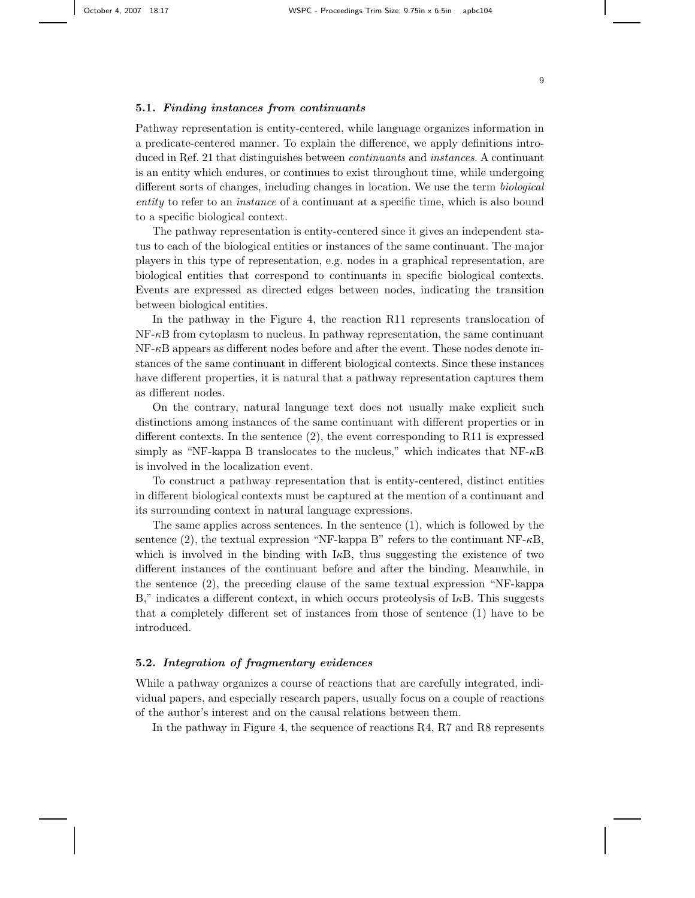### 5.1. *Finding instances from continuants*

Pathway representation is entity-centered, while language organizes information in a predicate-centered manner. To explain the difference, we apply definitions introduced in Ref. 21 that distinguishes between *continuants* and *instances*. A continuant is an entity which endures, or continues to exist throughout time, while undergoing different sorts of changes, including changes in location. We use the term *biological entity* to refer to an *instance* of a continuant at a specific time, which is also bound to a specific biological context.

The pathway representation is entity-centered since it gives an independent status to each of the biological entities or instances of the same continuant. The major players in this type of representation, e.g. nodes in a graphical representation, are biological entities that correspond to continuants in specific biological contexts. Events are expressed as directed edges between nodes, indicating the transition between biological entities.

In the pathway in the Figure 4, the reaction R11 represents translocation of NF-$\kappa$B from cytoplasm to nucleus. In pathway representation, the same continuant NF-$\kappa$B appears as different nodes before and after the event. These nodes denote instances of the same continuant in different biological contexts. Since these instances have different properties, it is natural that a pathway representation captures them as different nodes.

On the contrary, natural language text does not usually make explicit such distinctions among instances of the same continuant with different properties or in different contexts. In the sentence (2), the event corresponding to R11 is expressed simply as "NF-kappa B translocates to the nucleus," which indicates that NF-$\kappa$B is involved in the localization event.

To construct a pathway representation that is entity-centered, distinct entities in different biological contexts must be captured at the mention of a continuant and its surrounding context in natural language expressions.

The same applies across sentences. In the sentence (1), which is followed by the sentence (2), the textual expression "NF-kappa B" refers to the continuant NF-$\kappa$B, which is involved in the binding with I$\kappa$B, thus suggesting the existence of two different instances of the continuant before and after the binding. Meanwhile, in the sentence (2), the preceding clause of the same textual expression "NF-kappa B," indicates a different context, in which occurs proteolysis of I$\kappa$B. This suggests that a completely different set of instances from those of sentence (1) have to be introduced.

### 5.2. *Integration of fragmentary evidences*

While a pathway organizes a course of reactions that are carefully integrated, individual papers, and especially research papers, usually focus on a couple of reactions of the author's interest and on the causal relations between them.

In the pathway in Figure 4, the sequence of reactions R4, R7 and R8 represents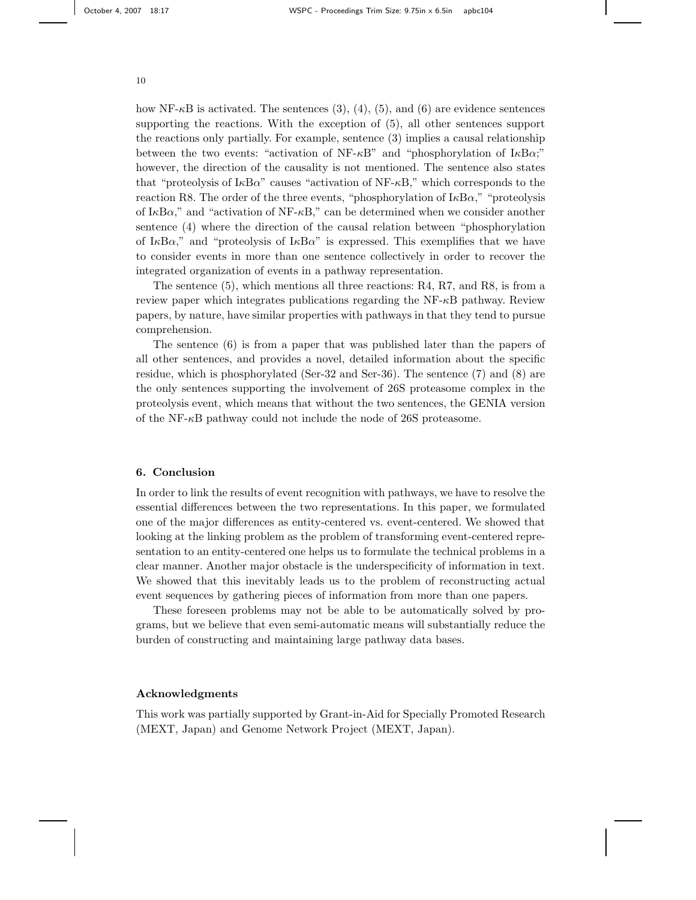how NF-$\kappa$B is activated. The sentences (3), (4), (5), and (6) are evidence sentences supporting the reactions. With the exception of (5), all other sentences support the reactions only partially. For example, sentence (3) implies a causal relationship between the two events: "activation of NF-$\kappa$B" and "phosphorylation of I$\kappa$B$\alpha$;" however, the direction of the causality is not mentioned. The sentence also states that "proteolysis of I$\kappa$B$\alpha$" causes "activation of NF-$\kappa$B," which corresponds to the reaction R8. The order of the three events, "phosphorylation of I$\kappa$B$\alpha$," "proteolysis of I$\kappa$B$\alpha$," and "activation of NF-$\kappa$B," can be determined when we consider another sentence (4) where the direction of the causal relation between "phosphorylation of I$\kappa$B$\alpha$," and "proteolysis of I$\kappa$B$\alpha$" is expressed. This exemplifies that we have to consider events in more than one sentence collectively in order to recover the integrated organization of events in a pathway representation.

The sentence (5), which mentions all three reactions: R4, R7, and R8, is from a review paper which integrates publications regarding the NF-$\kappa$B pathway. Review papers, by nature, have similar properties with pathways in that they tend to pursue comprehension.

The sentence (6) is from a paper that was published later than the papers of all other sentences, and provides a novel, detailed information about the specific residue, which is phosphorylated (Ser-32 and Ser-36). The sentence (7) and (8) are the only sentences supporting the involvement of 26S proteasome complex in the proteolysis event, which means that without the two sentences, the GENIA version of the NF-$\kappa$B pathway could not include the node of 26S proteasome.

## 6. Conclusion

In order to link the results of event recognition with pathways, we have to resolve the essential differences between the two representations. In this paper, we formulated one of the major differences as entity-centered vs. event-centered. We showed that looking at the linking problem as the problem of transforming event-centered representation to an entity-centered one helps us to formulate the technical problems in a clear manner. Another major obstacle is the underspecificity of information in text. We showed that this inevitably leads us to the problem of reconstructing actual event sequences by gathering pieces of information from more than one papers.

These foreseen problems may not be able to be automatically solved by programs, but we believe that even semi-automatic means will substantially reduce the burden of constructing and maintaining large pathway data bases.

## Acknowledgments

This work was partially supported by Grant-in-Aid for Specially Promoted Research (MEXT, Japan) and Genome Network Project (MEXT, Japan).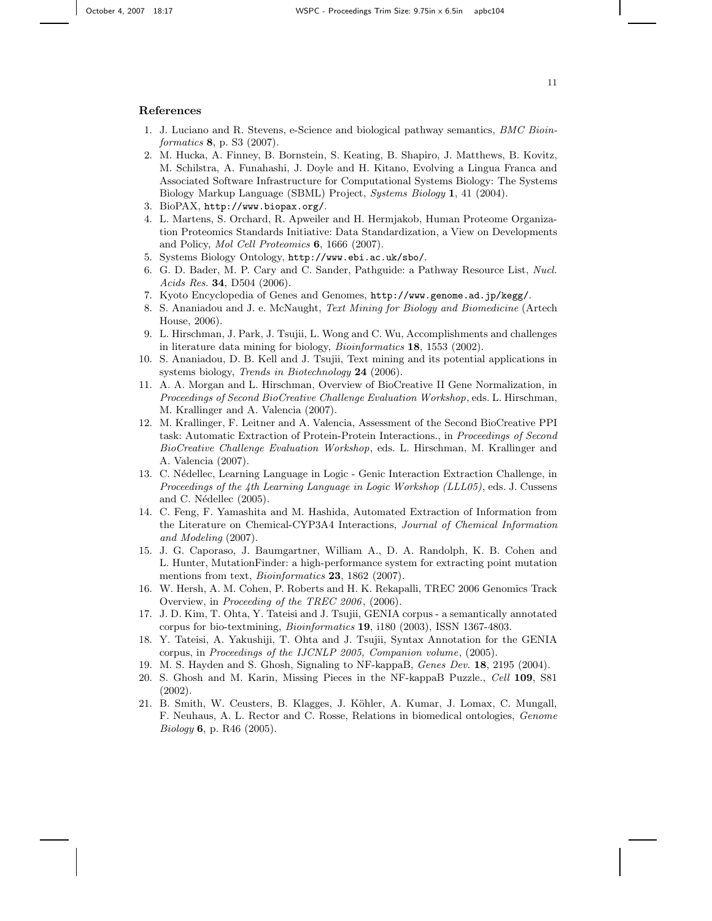## References

1. J. Luciano and R. Stevens, e-Science and biological pathway semantics, *BMC Bioinformatics* **8**, p. S3 (2007).
2. M. Hucka, A. Finney, B. Bornstein, S. Keating, B. Shapiro, J. Matthews, B. Kovitz, M. Schilstra, A. Funahashi, J. Doyle and H. Kitano, Evolving a Lingua Franca and Associated Software Infrastructure for Computational Systems Biology: The Systems Biology Markup Language (SBML) Project, *Systems Biology* **1**, 41 (2004).
3. BioPAX, `http://www.biopax.org/`.
4. L. Martens, S. Orchard, R. Apweiler and H. Hermjakob, Human Proteome Organization Proteomics Standards Initiative: Data Standardization, a View on Developments and Policy, *Mol Cell Proteomics* **6**, 1666 (2007).
5. Systems Biology Ontology, `http://www.ebi.ac.uk/sbo/`.
6. G. D. Bader, M. P. Cary and C. Sander, Pathguide: a Pathway Resource List, *Nucl. Acids Res.* **34**, D504 (2006).
7. Kyoto Encyclopedia of Genes and Genomes, `http://www.genome.ad.jp/kegg/`.
8. S. Ananiadou and J. e. McNaught, *Text Mining for Biology and Biomedicine* (Artech House, 2006).
9. L. Hirschman, J. Park, J. Tsujii, L. Wong and C. Wu, Accomplishments and challenges in literature data mining for biology, *Bioinformatics* **18**, 1553 (2002).
10. S. Ananiadou, D. B. Kell and J. Tsujii, Text mining and its potential applications in systems biology, *Trends in Biotechnology* **24** (2006).
11. A. A. Morgan and L. Hirschman, Overview of BioCreative II Gene Normalization, in *Proceedings of Second BioCreative Challenge Evaluation Workshop*, eds. L. Hirschman, M. Krallinger and A. Valencia (2007).
12. M. Krallinger, F. Leitner and A. Valencia, Assessment of the Second BioCreative PPI task: Automatic Extraction of Protein-Protein Interactions., in *Proceedings of Second BioCreative Challenge Evaluation Workshop*, eds. L. Hirschman, M. Krallinger and A. Valencia (2007).
13. C. Nédellec, Learning Language in Logic - Genic Interaction Extraction Challenge, in *Proceedings of the 4th Learning Language in Logic Workshop (LLL05)*, eds. J. Cussens and C. Nédellec (2005).
14. C. Feng, F. Yamashita and M. Hashida, Automated Extraction of Information from the Literature on Chemical-CYP3A4 Interactions, *Journal of Chemical Information and Modeling* (2007).
15. J. G. Caporaso, J. Baumgartner, William A., D. A. Randolph, K. B. Cohen and L. Hunter, MutationFinder: a high-performance system for extracting point mutation mentions from text, *Bioinformatics* **23**, 1862 (2007).
16. W. Hersh, A. M. Cohen, P. Roberts and H. K. Rekapalli, TREC 2006 Genomics Track Overview, in *Proceeding of the TREC 2006*, (2006).
17. J. D. Kim, T. Ohta, Y. Tateisi and J. Tsujii, GENIA corpus - a semantically annotated corpus for bio-textmining, *Bioinformatics* **19**, i180 (2003), ISSN 1367-4803.
18. Y. Tateisi, A. Yakushiji, T. Ohta and J. Tsujii, Syntax Annotation for the GENIA corpus, in *Proceedings of the IJCNLP 2005, Companion volume*, (2005).
19. M. S. Hayden and S. Ghosh, Signaling to NF-kappaB, *Genes Dev.* **18**, 2195 (2004).
20. S. Ghosh and M. Karin, Missing Pieces in the NF-kappaB Puzzle., *Cell* **109**, S81 (2002).
21. B. Smith, W. Ceusters, B. Klagges, J. Köhler, A. Kumar, J. Lomax, C. Mungall, F. Neuhaus, A. L. Rector and C. Rosse, Relations in biomedical ontologies, *Genome Biology* **6**, p. R46 (2005).